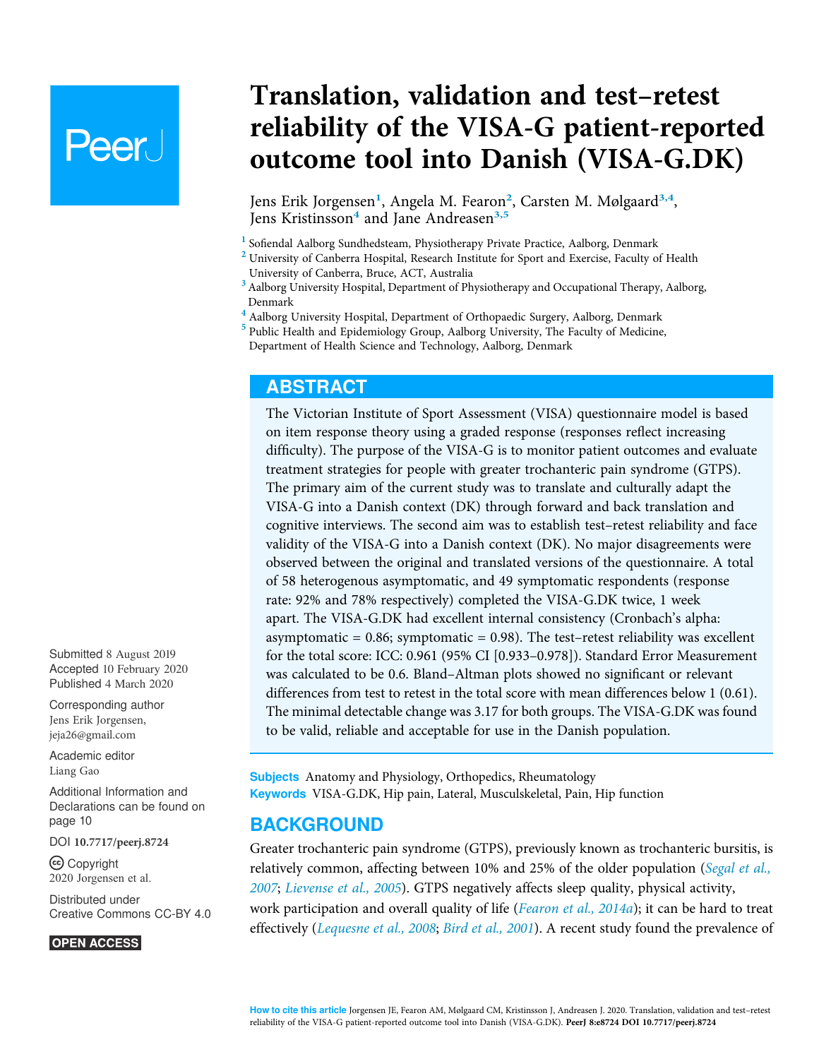# Translation, validation and test–retest reliability of the VISA-G patient-reported outcome tool into Danish (VISA-G.DK)

Jens Erik Jorgensen[1], Angela M. Fearon[2], Carsten M. Mølgaard[3,4], Jens Kristinsson[4] and Jane Andreasen[3,5]

[1] Sofiendal Aalborg Sundhedsteam, Physiotherapy Private Practice, Aalborg, Denmark
[2] University of Canberra Hospital, Research Institute for Sport and Exercise, Faculty of Health University of Canberra, Bruce, ACT, Australia
[3] Aalborg University Hospital, Department of Physiotherapy and Occupational Therapy, Aalborg, Denmark
[4] Aalborg University Hospital, Department of Orthopaedic Surgery, Aalborg, Denmark
[5] Public Health and Epidemiology Group, Aalborg University, The Faculty of Medicine, Department of Health Science and Technology, Aalborg, Denmark

Submitted 8 August 2019
Accepted 10 February 2020
Published 4 March 2020

Corresponding author
Jens Erik Jorgensen, jeja26@gmail.com

Academic editor
Liang Gao

Additional Information and Declarations can be found on page 10

DOI 10.7717/peerj.8724

Copyright
2020 Jorgensen et al.

Distributed under
Creative Commons CC-BY 4.0

OPEN ACCESS

## ABSTRACT

The Victorian Institute of Sport Assessment (VISA) questionnaire model is based on item response theory using a graded response (responses reflect increasing difficulty). The purpose of the VISA-G is to monitor patient outcomes and evaluate treatment strategies for people with greater trochanteric pain syndrome (GTPS). The primary aim of the current study was to translate and culturally adapt the VISA-G into a Danish context (DK) through forward and back translation and cognitive interviews. The second aim was to establish test–retest reliability and face validity of the VISA-G into a Danish context (DK). No major disagreements were observed between the original and translated versions of the questionnaire. A total of 58 heterogenous asymptomatic, and 49 symptomatic respondents (response rate: 92% and 78% respectively) completed the VISA-G.DK twice, 1 week apart. The VISA-G.DK had excellent internal consistency (Cronbach's alpha: asymptomatic = 0.86; symptomatic = 0.98). The test–retest reliability was excellent for the total score: ICC: 0.961 (95% CI [0.933–0.978]). Standard Error Measurement was calculated to be 0.6. Bland–Altman plots showed no significant or relevant differences from test to retest in the total score with mean differences below 1 (0.61). The minimal detectable change was 3.17 for both groups. The VISA-G.DK was found to be valid, reliable and acceptable for use in the Danish population.

**Subjects** Anatomy and Physiology, Orthopedics, Rheumatology
**Keywords** VISA-G.DK, Hip pain, Lateral, Musculskeletal, Pain, Hip function

## BACKGROUND

Greater trochanteric pain syndrome (GTPS), previously known as trochanteric bursitis, is relatively common, affecting between 10% and 25% of the older population (*Segal et al., 2007*; *Lievense et al., 2005*). GTPS negatively affects sleep quality, physical activity, work participation and overall quality of life (*Fearon et al., 2014a*); it can be hard to treat effectively (*Lequesne et al., 2008*; *Bird et al., 2001*). A recent study found the prevalence of

**How to cite this article** Jorgensen JE, Fearon AM, Mølgaard CM, Kristinsson J, Andreasen J. 2020. Translation, validation and test–retest reliability of the VISA-G patient-reported outcome tool into Danish (VISA-G.DK). PeerJ 8:e8724 DOI 10.7717/peerj.8724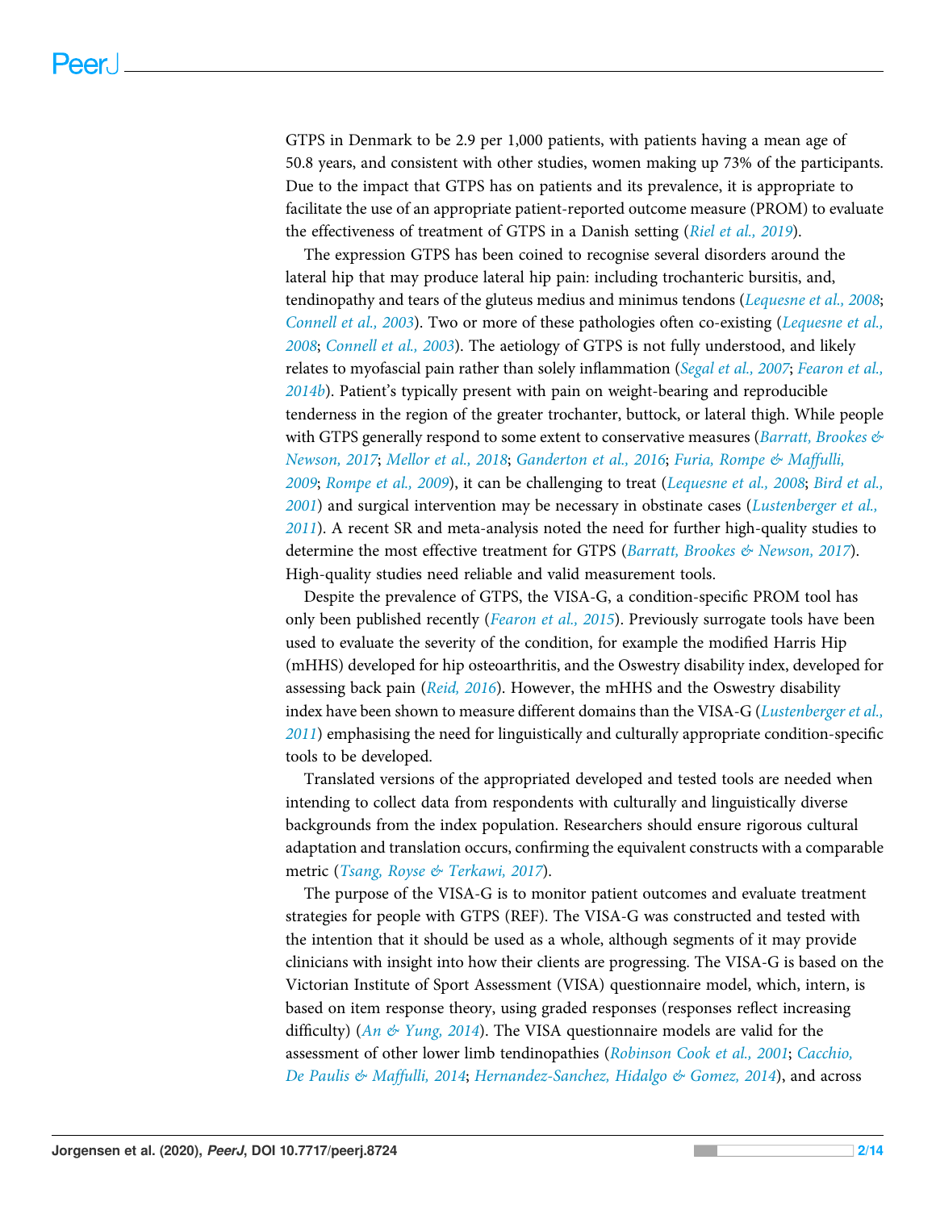GTPS in Denmark to be 2.9 per 1,000 patients, with patients having a mean age of 50.8 years, and consistent with other studies, women making up 73% of the participants. Due to the impact that GTPS has on patients and its prevalence, it is appropriate to facilitate the use of an appropriate patient-reported outcome measure (PROM) to evaluate the effectiveness of treatment of GTPS in a Danish setting (*Riel et al., 2019*).

The expression GTPS has been coined to recognise several disorders around the lateral hip that may produce lateral hip pain: including trochanteric bursitis, and, tendinopathy and tears of the gluteus medius and minimus tendons (*Lequesne et al., 2008*; *Connell et al., 2003*). Two or more of these pathologies often co-existing (*Lequesne et al., 2008*; *Connell et al., 2003*). The aetiology of GTPS is not fully understood, and likely relates to myofascial pain rather than solely inflammation (*Segal et al., 2007*; *Fearon et al., 2014b*). Patient's typically present with pain on weight-bearing and reproducible tenderness in the region of the greater trochanter, buttock, or lateral thigh. While people with GTPS generally respond to some extent to conservative measures (*Barratt, Brookes & Newson, 2017*; *Mellor et al., 2018*; *Ganderton et al., 2016*; *Furia, Rompe & Maffulli, 2009*; *Rompe et al., 2009*), it can be challenging to treat (*Lequesne et al., 2008*; *Bird et al., 2001*) and surgical intervention may be necessary in obstinate cases (*Lustenberger et al., 2011*). A recent SR and meta-analysis noted the need for further high-quality studies to determine the most effective treatment for GTPS (*Barratt, Brookes & Newson, 2017*). High-quality studies need reliable and valid measurement tools.

Despite the prevalence of GTPS, the VISA-G, a condition-specific PROM tool has only been published recently (*Fearon et al., 2015*). Previously surrogate tools have been used to evaluate the severity of the condition, for example the modified Harris Hip (mHHS) developed for hip osteoarthritis, and the Oswestry disability index, developed for assessing back pain (*Reid, 2016*). However, the mHHS and the Oswestry disability index have been shown to measure different domains than the VISA-G (*Lustenberger et al., 2011*) emphasising the need for linguistically and culturally appropriate condition-specific tools to be developed.

Translated versions of the appropriated developed and tested tools are needed when intending to collect data from respondents with culturally and linguistically diverse backgrounds from the index population. Researchers should ensure rigorous cultural adaptation and translation occurs, confirming the equivalent constructs with a comparable metric (*Tsang, Royse & Terkawi, 2017*).

The purpose of the VISA-G is to monitor patient outcomes and evaluate treatment strategies for people with GTPS (REF). The VISA-G was constructed and tested with the intention that it should be used as a whole, although segments of it may provide clinicians with insight into how their clients are progressing. The VISA-G is based on the Victorian Institute of Sport Assessment (VISA) questionnaire model, which, intern, is based on item response theory, using graded responses (responses reflect increasing difficulty) (*An & Yung, 2014*). The VISA questionnaire models are valid for the assessment of other lower limb tendinopathies (*Robinson Cook et al., 2001*; *Cacchio, De Paulis & Maffulli, 2014*; *Hernandez-Sanchez, Hidalgo & Gomez, 2014*), and across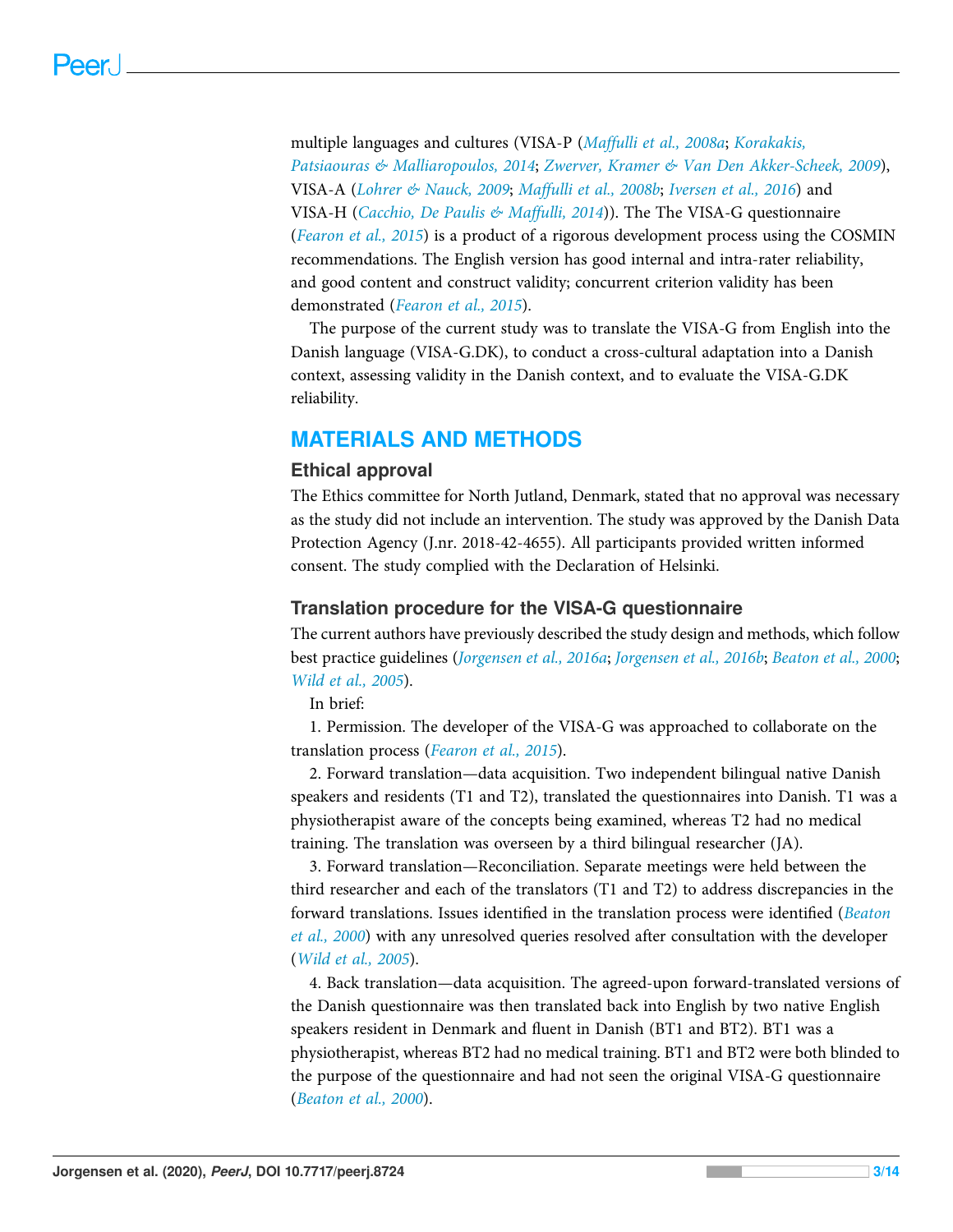multiple languages and cultures (VISA-P (*Maffulli et al., 2008a*; *Korakakis, Patsiaouras & Malliaropoulos, 2014*; *Zwerver, Kramer & Van Den Akker-Scheek, 2009*), VISA-A (*Lohrer & Nauck, 2009*; *Maffulli et al., 2008b*; *Iversen et al., 2016*) and VISA-H (*Cacchio, De Paulis & Maffulli, 2014*)). The The VISA-G questionnaire (*Fearon et al., 2015*) is a product of a rigorous development process using the COSMIN recommendations. The English version has good internal and intra-rater reliability, and good content and construct validity; concurrent criterion validity has been demonstrated (*Fearon et al., 2015*).

The purpose of the current study was to translate the VISA-G from English into the Danish language (VISA-G.DK), to conduct a cross-cultural adaptation into a Danish context, assessing validity in the Danish context, and to evaluate the VISA-G.DK reliability.

## MATERIALS AND METHODS

### Ethical approval

The Ethics committee for North Jutland, Denmark, stated that no approval was necessary as the study did not include an intervention. The study was approved by the Danish Data Protection Agency (J.nr. 2018-42-4655). All participants provided written informed consent. The study complied with the Declaration of Helsinki.

### Translation procedure for the VISA-G questionnaire

The current authors have previously described the study design and methods, which follow best practice guidelines (*Jorgensen et al., 2016a*; *Jorgensen et al., 2016b*; *Beaton et al., 2000*; *Wild et al., 2005*).

In brief:

1. Permission. The developer of the VISA-G was approached to collaborate on the translation process (*Fearon et al., 2015*).

2. Forward translation—data acquisition. Two independent bilingual native Danish speakers and residents (T1 and T2), translated the questionnaires into Danish. T1 was a physiotherapist aware of the concepts being examined, whereas T2 had no medical training. The translation was overseen by a third bilingual researcher (JA).

3. Forward translation—Reconciliation. Separate meetings were held between the third researcher and each of the translators (T1 and T2) to address discrepancies in the forward translations. Issues identified in the translation process were identified (*Beaton et al., 2000*) with any unresolved queries resolved after consultation with the developer (*Wild et al., 2005*).

4. Back translation—data acquisition. The agreed-upon forward-translated versions of the Danish questionnaire was then translated back into English by two native English speakers resident in Denmark and fluent in Danish (BT1 and BT2). BT1 was a physiotherapist, whereas BT2 had no medical training. BT1 and BT2 were both blinded to the purpose of the questionnaire and had not seen the original VISA-G questionnaire (*Beaton et al., 2000*).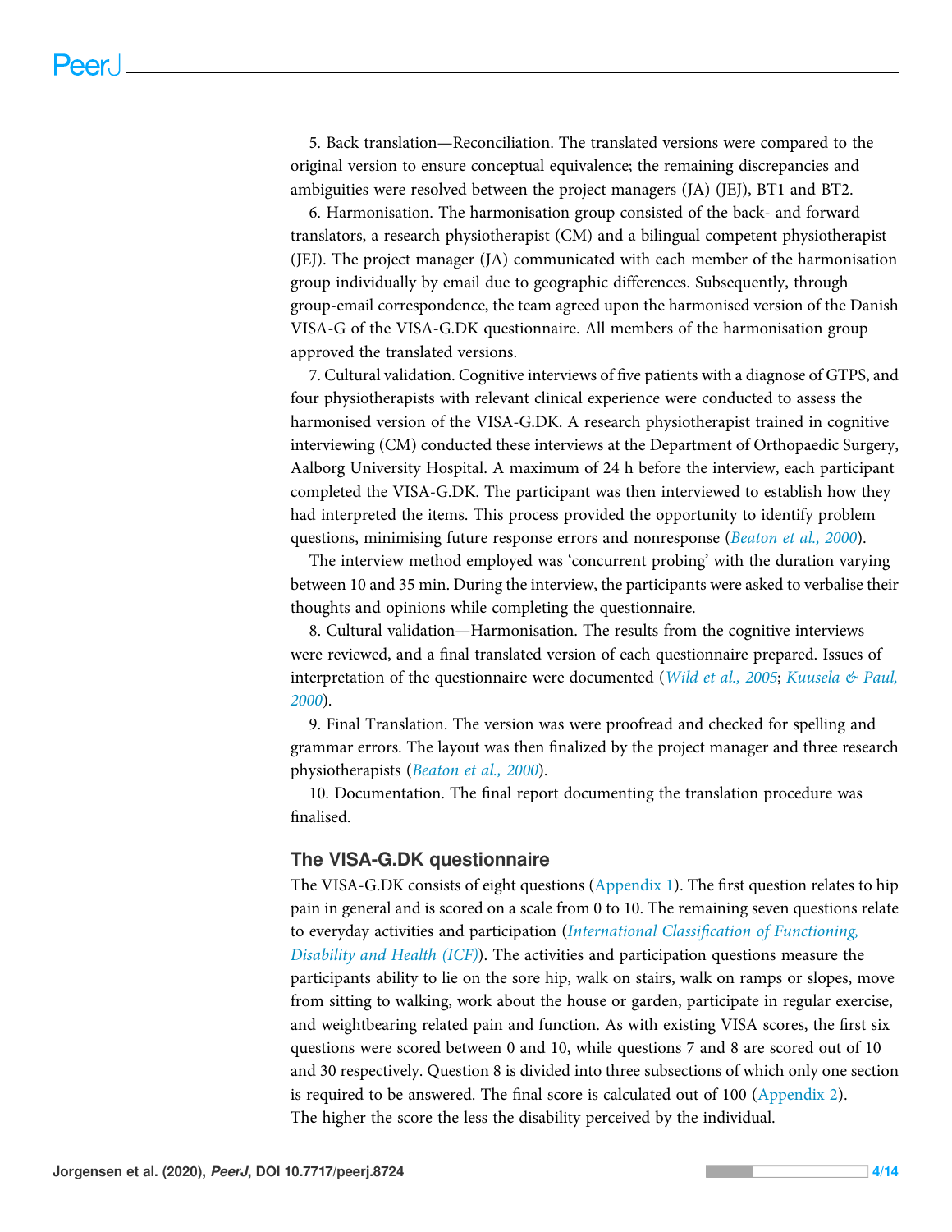5. Back translation—Reconciliation. The translated versions were compared to the original version to ensure conceptual equivalence; the remaining discrepancies and ambiguities were resolved between the project managers (JA) (JEJ), BT1 and BT2.

6. Harmonisation. The harmonisation group consisted of the back- and forward translators, a research physiotherapist (CM) and a bilingual competent physiotherapist (JEJ). The project manager (JA) communicated with each member of the harmonisation group individually by email due to geographic differences. Subsequently, through group-email correspondence, the team agreed upon the harmonised version of the Danish VISA-G of the VISA-G.DK questionnaire. All members of the harmonisation group approved the translated versions.

7. Cultural validation. Cognitive interviews of five patients with a diagnose of GTPS, and four physiotherapists with relevant clinical experience were conducted to assess the harmonised version of the VISA-G.DK. A research physiotherapist trained in cognitive interviewing (CM) conducted these interviews at the Department of Orthopaedic Surgery, Aalborg University Hospital. A maximum of 24 h before the interview, each participant completed the VISA-G.DK. The participant was then interviewed to establish how they had interpreted the items. This process provided the opportunity to identify problem questions, minimising future response errors and nonresponse (*Beaton et al., 2000*).

The interview method employed was 'concurrent probing' with the duration varying between 10 and 35 min. During the interview, the participants were asked to verbalise their thoughts and opinions while completing the questionnaire.

8. Cultural validation—Harmonisation. The results from the cognitive interviews were reviewed, and a final translated version of each questionnaire prepared. Issues of interpretation of the questionnaire were documented (*Wild et al., 2005*; *Kuusela & Paul, 2000*).

9. Final Translation. The version was were proofread and checked for spelling and grammar errors. The layout was then finalized by the project manager and three research physiotherapists (*Beaton et al., 2000*).

10. Documentation. The final report documenting the translation procedure was finalised.

### The VISA-G.DK questionnaire

The VISA-G.DK consists of eight questions (Appendix 1). The first question relates to hip pain in general and is scored on a scale from 0 to 10. The remaining seven questions relate to everyday activities and participation (*International Classification of Functioning, Disability and Health (ICF)*). The activities and participation questions measure the participants ability to lie on the sore hip, walk on stairs, walk on ramps or slopes, move from sitting to walking, work about the house or garden, participate in regular exercise, and weightbearing related pain and function. As with existing VISA scores, the first six questions were scored between 0 and 10, while questions 7 and 8 are scored out of 10 and 30 respectively. Question 8 is divided into three subsections of which only one section is required to be answered. The final score is calculated out of 100 (Appendix 2). The higher the score the less the disability perceived by the individual.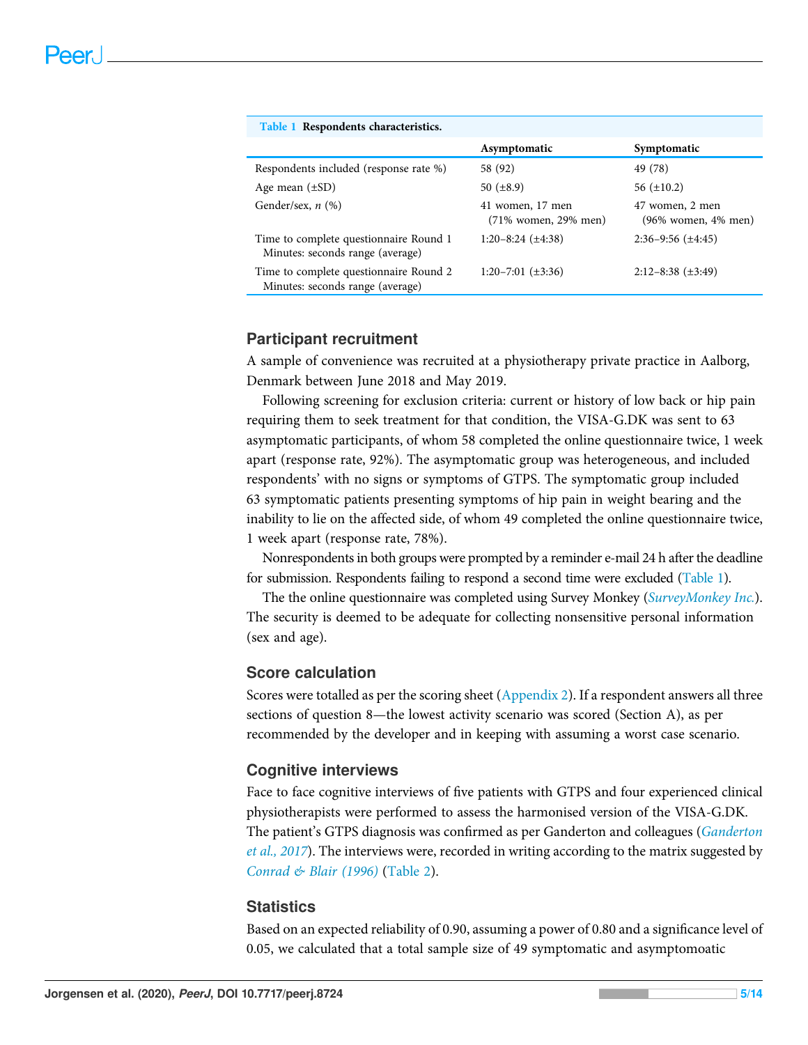**Table 1** Respondents characteristics.

| | Asymptomatic | Symptomatic |
|---|---|---|
| Respondents included (response rate %) | 58 (92) | 49 (78) |
| Age mean (±SD) | 50 (±8.9) | 56 (±10.2) |
| Gender/sex, *n* (%) | 41 women, 17 men (71% women, 29% men) | 47 women, 2 men (96% women, 4% men) |
| Time to complete questionnaire Round 1 Minutes: seconds range (average) | 1:20–8:24 (±4:38) | 2:36–9:56 (±4:45) |
| Time to complete questionnaire Round 2 Minutes: seconds range (average) | 1:20–7:01 (±3:36) | 2:12–8:38 (±3:49) |

## Participant recruitment

A sample of convenience was recruited at a physiotherapy private practice in Aalborg, Denmark between June 2018 and May 2019.

Following screening for exclusion criteria: current or history of low back or hip pain requiring them to seek treatment for that condition, the VISA-G.DK was sent to 63 asymptomatic participants, of whom 58 completed the online questionnaire twice, 1 week apart (response rate, 92%). The asymptomatic group was heterogeneous, and included respondents' with no signs or symptoms of GTPS. The symptomatic group included 63 symptomatic patients presenting symptoms of hip pain in weight bearing and the inability to lie on the affected side, of whom 49 completed the online questionnaire twice, 1 week apart (response rate, 78%).

Nonrespondents in both groups were prompted by a reminder e-mail 24 h after the deadline for submission. Respondents failing to respond a second time were excluded (Table 1).

The the online questionnaire was completed using Survey Monkey (*SurveyMonkey Inc.*). The security is deemed to be adequate for collecting nonsensitive personal information (sex and age).

## Score calculation

Scores were totalled as per the scoring sheet (Appendix 2). If a respondent answers all three sections of question 8—the lowest activity scenario was scored (Section A), as per recommended by the developer and in keeping with assuming a worst case scenario.

## Cognitive interviews

Face to face cognitive interviews of five patients with GTPS and four experienced clinical physiotherapists were performed to assess the harmonised version of the VISA-G.DK. The patient's GTPS diagnosis was confirmed as per Ganderton and colleagues (*Ganderton et al., 2017*). The interviews were, recorded in writing according to the matrix suggested by *Conrad & Blair (1996)* (Table 2).

## Statistics

Based on an expected reliability of 0.90, assuming a power of 0.80 and a significance level of 0.05, we calculated that a total sample size of 49 symptomatic and asymptomoatic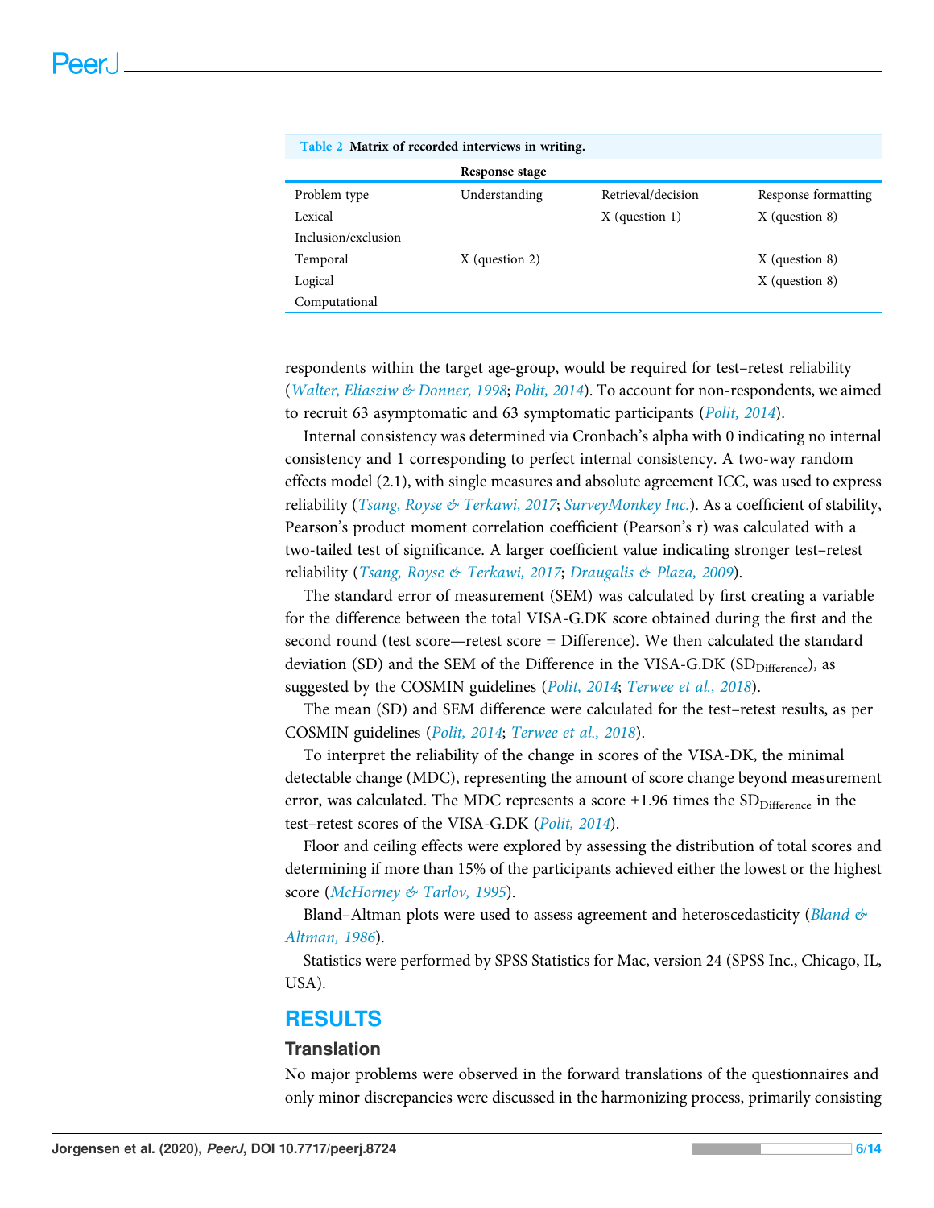**Table 2** Matrix of recorded interviews in writing.

| | Response stage | | |
|---|---|---|---|
| Problem type | Understanding | Retrieval/decision | Response formatting |
| Lexical | | X (question 1) | X (question 8) |
| Inclusion/exclusion | | | |
| Temporal | X (question 2) | | X (question 8) |
| Logical | | | X (question 8) |
| Computational | | | |

respondents within the target age-group, would be required for test–retest reliability (*Walter, Eliasziw & Donner, 1998*; *Polit, 2014*). To account for non-respondents, we aimed to recruit 63 asymptomatic and 63 symptomatic participants (*Polit, 2014*).

Internal consistency was determined via Cronbach's alpha with 0 indicating no internal consistency and 1 corresponding to perfect internal consistency. A two-way random effects model (2.1), with single measures and absolute agreement ICC, was used to express reliability (*Tsang, Royse & Terkawi, 2017*; *SurveyMonkey Inc.*). As a coefficient of stability, Pearson's product moment correlation coefficient (Pearson's r) was calculated with a two-tailed test of significance. A larger coefficient value indicating stronger test–retest reliability (*Tsang, Royse & Terkawi, 2017*; *Draugalis & Plaza, 2009*).

The standard error of measurement (SEM) was calculated by first creating a variable for the difference between the total VISA-G.DK score obtained during the first and the second round (test score—retest score = Difference). We then calculated the standard deviation (SD) and the SEM of the Difference in the VISA-G.DK ($SD_{Difference}$), as suggested by the COSMIN guidelines (*Polit, 2014*; *Terwee et al., 2018*).

The mean (SD) and SEM difference were calculated for the test–retest results, as per COSMIN guidelines (*Polit, 2014*; *Terwee et al., 2018*).

To interpret the reliability of the change in scores of the VISA-DK, the minimal detectable change (MDC), representing the amount of score change beyond measurement error, was calculated. The MDC represents a score ±1.96 times the $SD_{Difference}$ in the test–retest scores of the VISA-G.DK (*Polit, 2014*).

Floor and ceiling effects were explored by assessing the distribution of total scores and determining if more than 15% of the participants achieved either the lowest or the highest score (*McHorney & Tarlov, 1995*).

Bland–Altman plots were used to assess agreement and heteroscedasticity (*Bland & Altman, 1986*).

Statistics were performed by SPSS Statistics for Mac, version 24 (SPSS Inc., Chicago, IL, USA).

## RESULTS

### Translation

No major problems were observed in the forward translations of the questionnaires and only minor discrepancies were discussed in the harmonizing process, primarily consisting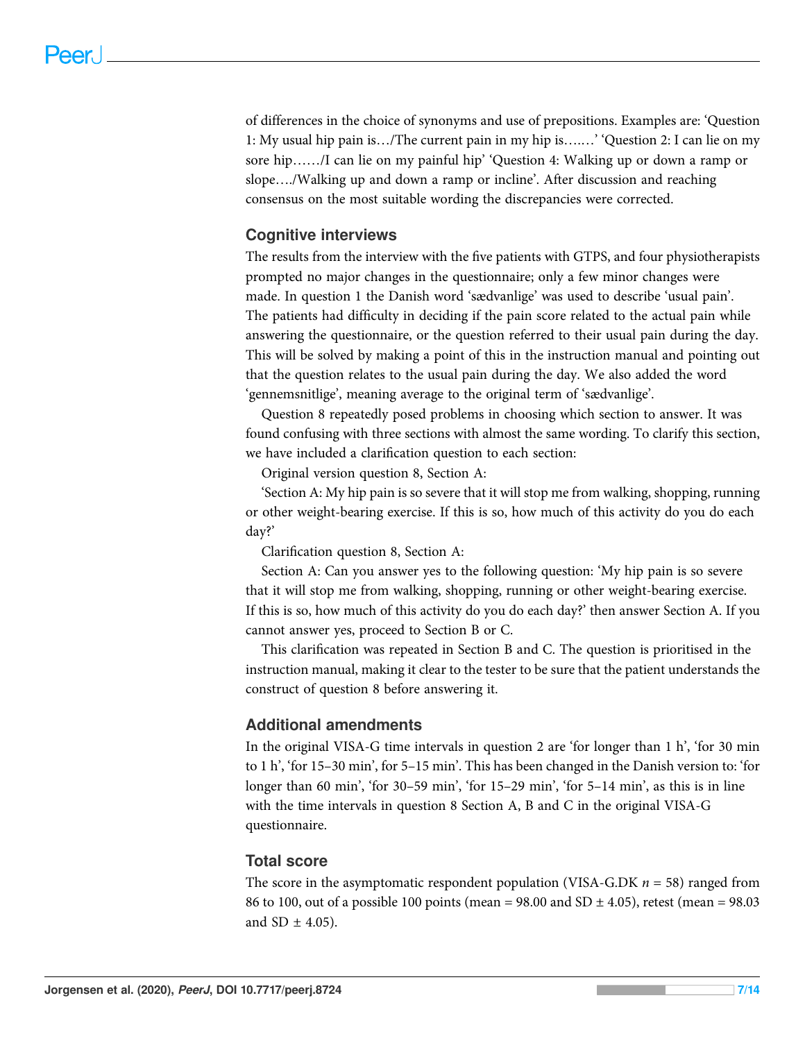of differences in the choice of synonyms and use of prepositions. Examples are: 'Question 1: My usual hip pain is…/The current pain in my hip is….…' 'Question 2: I can lie on my sore hip……/I can lie on my painful hip' 'Question 4: Walking up or down a ramp or slope…./Walking up and down a ramp or incline'. After discussion and reaching consensus on the most suitable wording the discrepancies were corrected.

### Cognitive interviews

The results from the interview with the five patients with GTPS, and four physiotherapists prompted no major changes in the questionnaire; only a few minor changes were made. In question 1 the Danish word 'sædvanlige' was used to describe 'usual pain'. The patients had difficulty in deciding if the pain score related to the actual pain while answering the questionnaire, or the question referred to their usual pain during the day. This will be solved by making a point of this in the instruction manual and pointing out that the question relates to the usual pain during the day. We also added the word 'gennemsnitlige', meaning average to the original term of 'sædvanlige'.

Question 8 repeatedly posed problems in choosing which section to answer. It was found confusing with three sections with almost the same wording. To clarify this section, we have included a clarification question to each section:

Original version question 8, Section A:

'Section A: My hip pain is so severe that it will stop me from walking, shopping, running or other weight-bearing exercise. If this is so, how much of this activity do you do each day?'

Clarification question 8, Section A:

Section A: Can you answer yes to the following question: 'My hip pain is so severe that it will stop me from walking, shopping, running or other weight-bearing exercise. If this is so, how much of this activity do you do each day?' then answer Section A. If you cannot answer yes, proceed to Section B or C.

This clarification was repeated in Section B and C. The question is prioritised in the instruction manual, making it clear to the tester to be sure that the patient understands the construct of question 8 before answering it.

### Additional amendments

In the original VISA-G time intervals in question 2 are 'for longer than 1 h', 'for 30 min to 1 h', 'for 15–30 min', for 5–15 min'. This has been changed in the Danish version to: 'for longer than 60 min', 'for 30–59 min', 'for 15–29 min', 'for 5–14 min', as this is in line with the time intervals in question 8 Section A, B and C in the original VISA-G questionnaire.

### Total score

The score in the asymptomatic respondent population (VISA-G.DK $n$ = 58) ranged from 86 to 100, out of a possible 100 points (mean = 98.00 and SD ± 4.05), retest (mean = 98.03 and SD ± 4.05).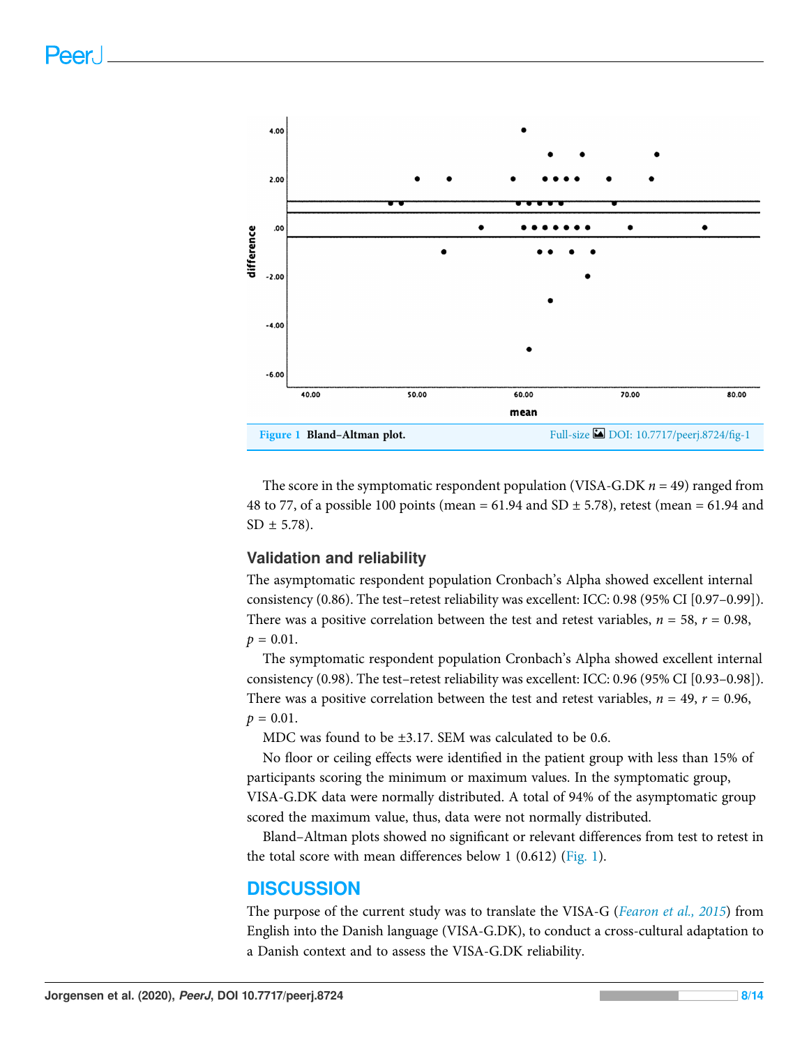Figure 1 Bland–Altman plot. Full-size DOI: 10.7717/peerj.8724/fig-1

The score in the symptomatic respondent population (VISA-G.DK $n$ = 49) ranged from 48 to 77, of a possible 100 points (mean = 61.94 and SD ± 5.78), retest (mean = 61.94 and SD ± 5.78).

### Validation and reliability

The asymptomatic respondent population Cronbach's Alpha showed excellent internal consistency (0.86). The test–retest reliability was excellent: ICC: 0.98 (95% CI [0.97–0.99]). There was a positive correlation between the test and retest variables, $n$ = 58, $r$ = 0.98, $p$ = 0.01.

The symptomatic respondent population Cronbach's Alpha showed excellent internal consistency (0.98). The test–retest reliability was excellent: ICC: 0.96 (95% CI [0.93–0.98]). There was a positive correlation between the test and retest variables, $n$ = 49, $r$ = 0.96, $p$ = 0.01.

MDC was found to be ±3.17. SEM was calculated to be 0.6.

No floor or ceiling effects were identified in the patient group with less than 15% of participants scoring the minimum or maximum values. In the symptomatic group, VISA-G.DK data were normally distributed. A total of 94% of the asymptomatic group scored the maximum value, thus, data were not normally distributed.

Bland–Altman plots showed no significant or relevant differences from test to retest in the total score with mean differences below 1 (0.612) (Fig. 1).

## DISCUSSION

The purpose of the current study was to translate the VISA-G (*Fearon et al., 2015*) from English into the Danish language (VISA-G.DK), to conduct a cross-cultural adaptation to a Danish context and to assess the VISA-G.DK reliability.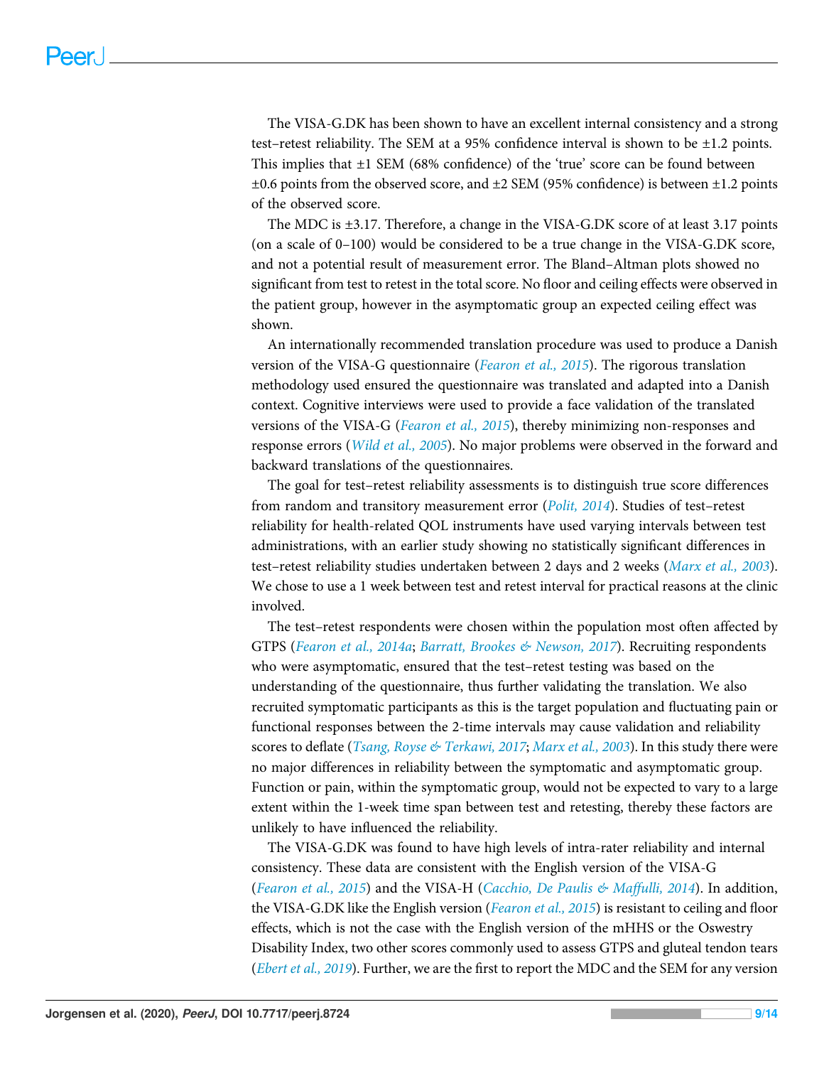The VISA-G.DK has been shown to have an excellent internal consistency and a strong test–retest reliability. The SEM at a 95% confidence interval is shown to be ±1.2 points. This implies that ±1 SEM (68% confidence) of the 'true' score can be found between ±0.6 points from the observed score, and ±2 SEM (95% confidence) is between ±1.2 points of the observed score.

The MDC is ±3.17. Therefore, a change in the VISA-G.DK score of at least 3.17 points (on a scale of 0–100) would be considered to be a true change in the VISA-G.DK score, and not a potential result of measurement error. The Bland–Altman plots showed no significant from test to retest in the total score. No floor and ceiling effects were observed in the patient group, however in the asymptomatic group an expected ceiling effect was shown.

An internationally recommended translation procedure was used to produce a Danish version of the VISA-G questionnaire (*Fearon et al., 2015*). The rigorous translation methodology used ensured the questionnaire was translated and adapted into a Danish context. Cognitive interviews were used to provide a face validation of the translated versions of the VISA-G (*Fearon et al., 2015*), thereby minimizing non-responses and response errors (*Wild et al., 2005*). No major problems were observed in the forward and backward translations of the questionnaires.

The goal for test–retest reliability assessments is to distinguish true score differences from random and transitory measurement error (*Polit, 2014*). Studies of test–retest reliability for health-related QOL instruments have used varying intervals between test administrations, with an earlier study showing no statistically significant differences in test–retest reliability studies undertaken between 2 days and 2 weeks (*Marx et al., 2003*). We chose to use a 1 week between test and retest interval for practical reasons at the clinic involved.

The test–retest respondents were chosen within the population most often affected by GTPS (*Fearon et al., 2014a*; *Barratt, Brookes & Newson, 2017*). Recruiting respondents who were asymptomatic, ensured that the test–retest testing was based on the understanding of the questionnaire, thus further validating the translation. We also recruited symptomatic participants as this is the target population and fluctuating pain or functional responses between the 2-time intervals may cause validation and reliability scores to deflate (*Tsang, Royse & Terkawi, 2017*; *Marx et al., 2003*). In this study there were no major differences in reliability between the symptomatic and asymptomatic group. Function or pain, within the symptomatic group, would not be expected to vary to a large extent within the 1-week time span between test and retesting, thereby these factors are unlikely to have influenced the reliability.

The VISA-G.DK was found to have high levels of intra-rater reliability and internal consistency. These data are consistent with the English version of the VISA-G (*Fearon et al., 2015*) and the VISA-H (*Cacchio, De Paulis & Maffulli, 2014*). In addition, the VISA-G.DK like the English version (*Fearon et al., 2015*) is resistant to ceiling and floor effects, which is not the case with the English version of the mHHS or the Oswestry Disability Index, two other scores commonly used to assess GTPS and gluteal tendon tears (*Ebert et al., 2019*). Further, we are the first to report the MDC and the SEM for any version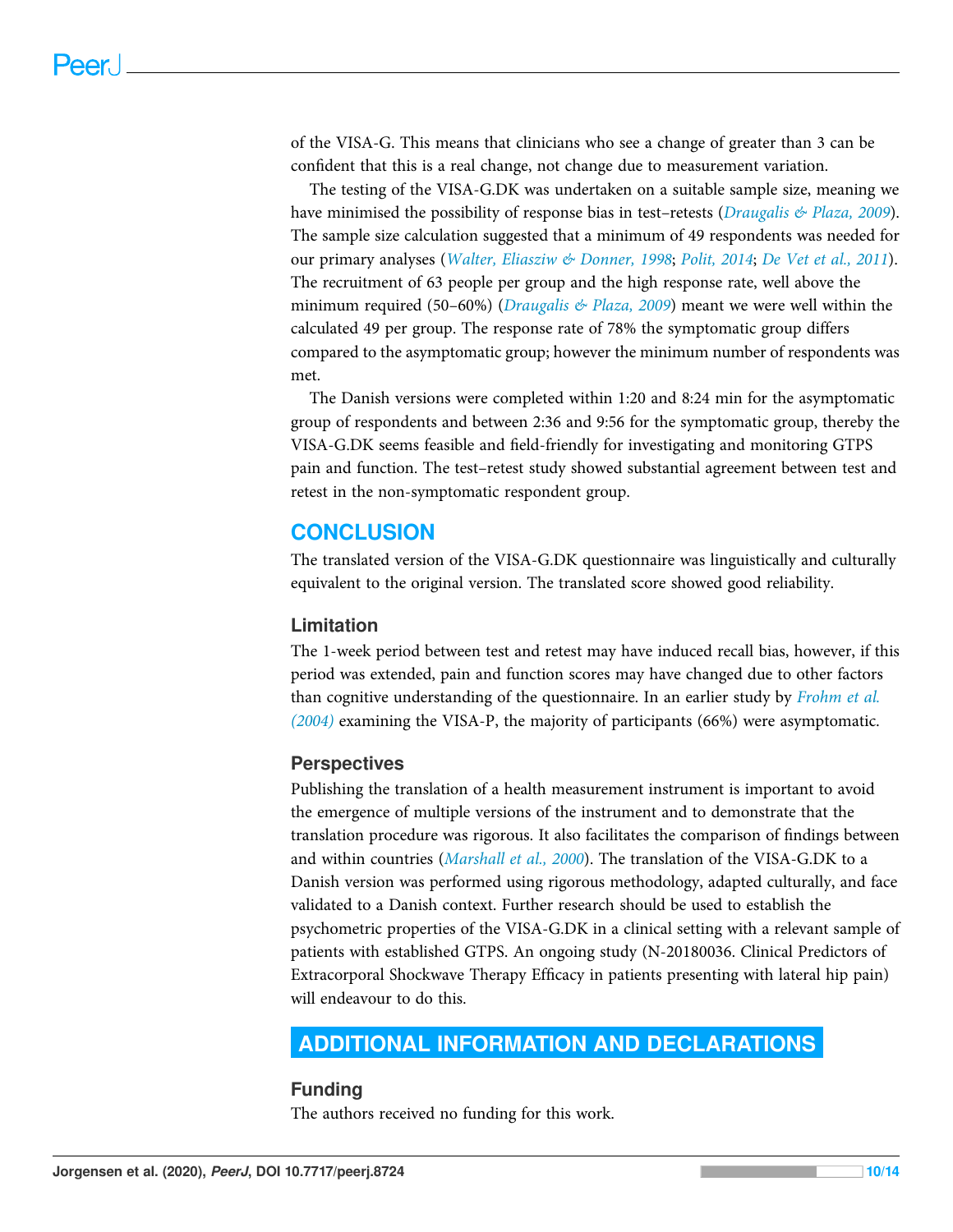of the VISA-G. This means that clinicians who see a change of greater than 3 can be confident that this is a real change, not change due to measurement variation.

The testing of the VISA-G.DK was undertaken on a suitable sample size, meaning we have minimised the possibility of response bias in test–retests (*Draugalis & Plaza, 2009*). The sample size calculation suggested that a minimum of 49 respondents was needed for our primary analyses (*Walter, Eliasziw & Donner, 1998*; *Polit, 2014*; *De Vet et al., 2011*). The recruitment of 63 people per group and the high response rate, well above the minimum required (50–60%) (*Draugalis & Plaza, 2009*) meant we were well within the calculated 49 per group. The response rate of 78% the symptomatic group differs compared to the asymptomatic group; however the minimum number of respondents was met.

The Danish versions were completed within 1:20 and 8:24 min for the asymptomatic group of respondents and between 2:36 and 9:56 for the symptomatic group, thereby the VISA-G.DK seems feasible and field-friendly for investigating and monitoring GTPS pain and function. The test–retest study showed substantial agreement between test and retest in the non-symptomatic respondent group.

## CONCLUSION

The translated version of the VISA-G.DK questionnaire was linguistically and culturally equivalent to the original version. The translated score showed good reliability.

### Limitation

The 1-week period between test and retest may have induced recall bias, however, if this period was extended, pain and function scores may have changed due to other factors than cognitive understanding of the questionnaire. In an earlier study by *Frohm et al. (2004)* examining the VISA-P, the majority of participants (66%) were asymptomatic.

### Perspectives

Publishing the translation of a health measurement instrument is important to avoid the emergence of multiple versions of the instrument and to demonstrate that the translation procedure was rigorous. It also facilitates the comparison of findings between and within countries (*Marshall et al., 2000*). The translation of the VISA-G.DK to a Danish version was performed using rigorous methodology, adapted culturally, and face validated to a Danish context. Further research should be used to establish the psychometric properties of the VISA-G.DK in a clinical setting with a relevant sample of patients with established GTPS. An ongoing study (N-20180036. Clinical Predictors of Extracorporal Shockwave Therapy Efficacy in patients presenting with lateral hip pain) will endeavour to do this.

## ADDITIONAL INFORMATION AND DECLARATIONS

### Funding

The authors received no funding for this work.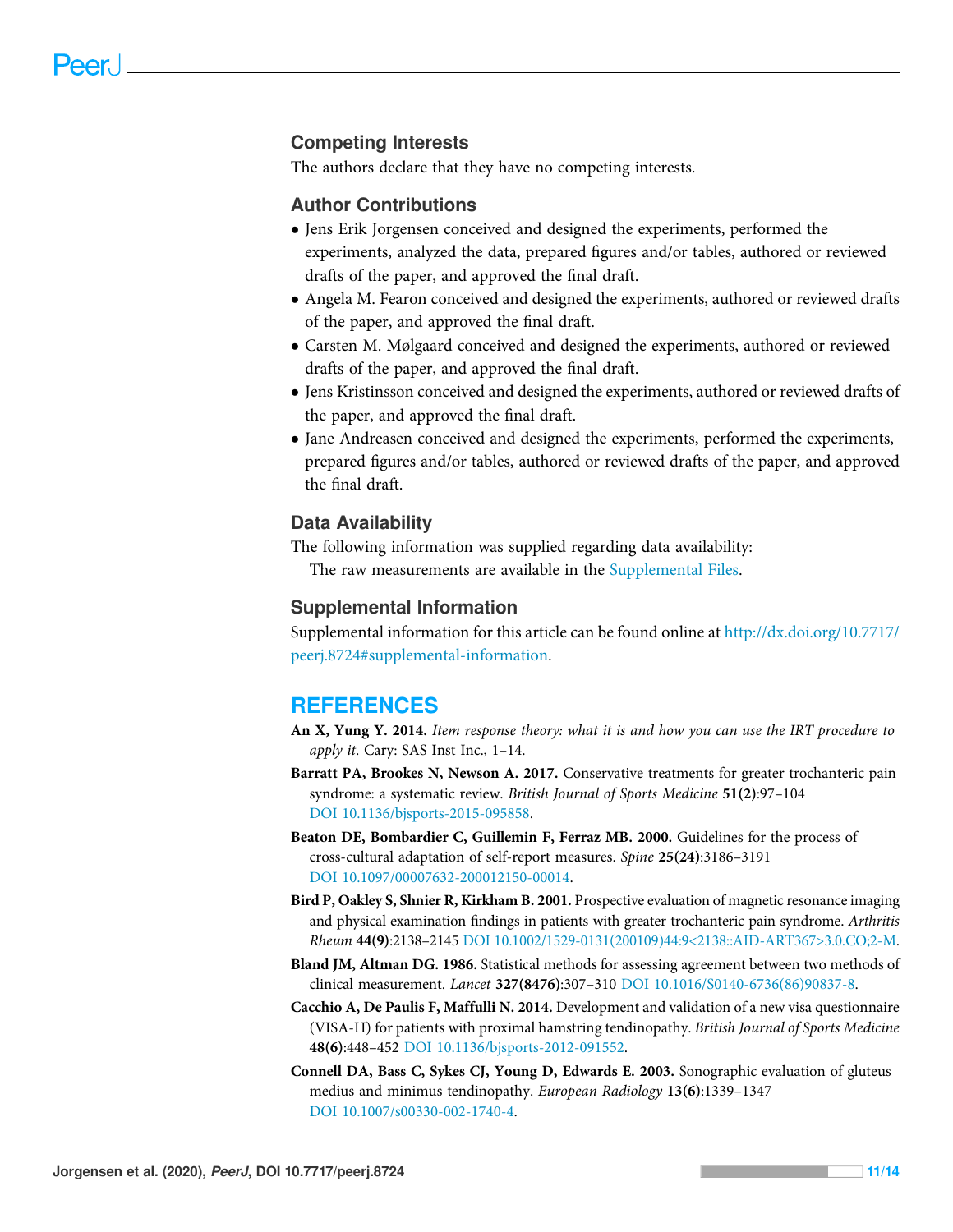## Competing Interests

The authors declare that they have no competing interests.

## Author Contributions

- Jens Erik Jorgensen conceived and designed the experiments, performed the experiments, analyzed the data, prepared figures and/or tables, authored or reviewed drafts of the paper, and approved the final draft.
- Angela M. Fearon conceived and designed the experiments, authored or reviewed drafts of the paper, and approved the final draft.
- Carsten M. Mølgaard conceived and designed the experiments, authored or reviewed drafts of the paper, and approved the final draft.
- Jens Kristinsson conceived and designed the experiments, authored or reviewed drafts of the paper, and approved the final draft.
- Jane Andreasen conceived and designed the experiments, performed the experiments, prepared figures and/or tables, authored or reviewed drafts of the paper, and approved the final draft.

## Data Availability

The following information was supplied regarding data availability:

The raw measurements are available in the Supplemental Files.

## Supplemental Information

Supplemental information for this article can be found online at http://dx.doi.org/10.7717/peerj.8724#supplemental-information.

# REFERENCES

**An X, Yung Y. 2014.** *Item response theory: what it is and how you can use the IRT procedure to apply it.* Cary: SAS Inst Inc., 1–14.

**Barratt PA, Brookes N, Newson A. 2017.** Conservative treatments for greater trochanteric pain syndrome: a systematic review. *British Journal of Sports Medicine* **51(2)**:97–104 DOI 10.1136/bjsports-2015-095858.

**Beaton DE, Bombardier C, Guillemin F, Ferraz MB. 2000.** Guidelines for the process of cross-cultural adaptation of self-report measures. *Spine* **25(24)**:3186–3191 DOI 10.1097/00007632-200012150-00014.

**Bird P, Oakley S, Shnier R, Kirkham B. 2001.** Prospective evaluation of magnetic resonance imaging and physical examination findings in patients with greater trochanteric pain syndrome. *Arthritis Rheum* **44(9)**:2138–2145 DOI 10.1002/1529-0131(200109)44:9<2138::AID-ART367>3.0.CO;2-M.

**Bland JM, Altman DG. 1986.** Statistical methods for assessing agreement between two methods of clinical measurement. *Lancet* **327(8476)**:307–310 DOI 10.1016/S0140-6736(86)90837-8.

**Cacchio A, De Paulis F, Maffulli N. 2014.** Development and validation of a new visa questionnaire (VISA-H) for patients with proximal hamstring tendinopathy. *British Journal of Sports Medicine* **48(6)**:448–452 DOI 10.1136/bjsports-2012-091552.

**Connell DA, Bass C, Sykes CJ, Young D, Edwards E. 2003.** Sonographic evaluation of gluteus medius and minimus tendinopathy. *European Radiology* **13(6)**:1339–1347 DOI 10.1007/s00330-002-1740-4.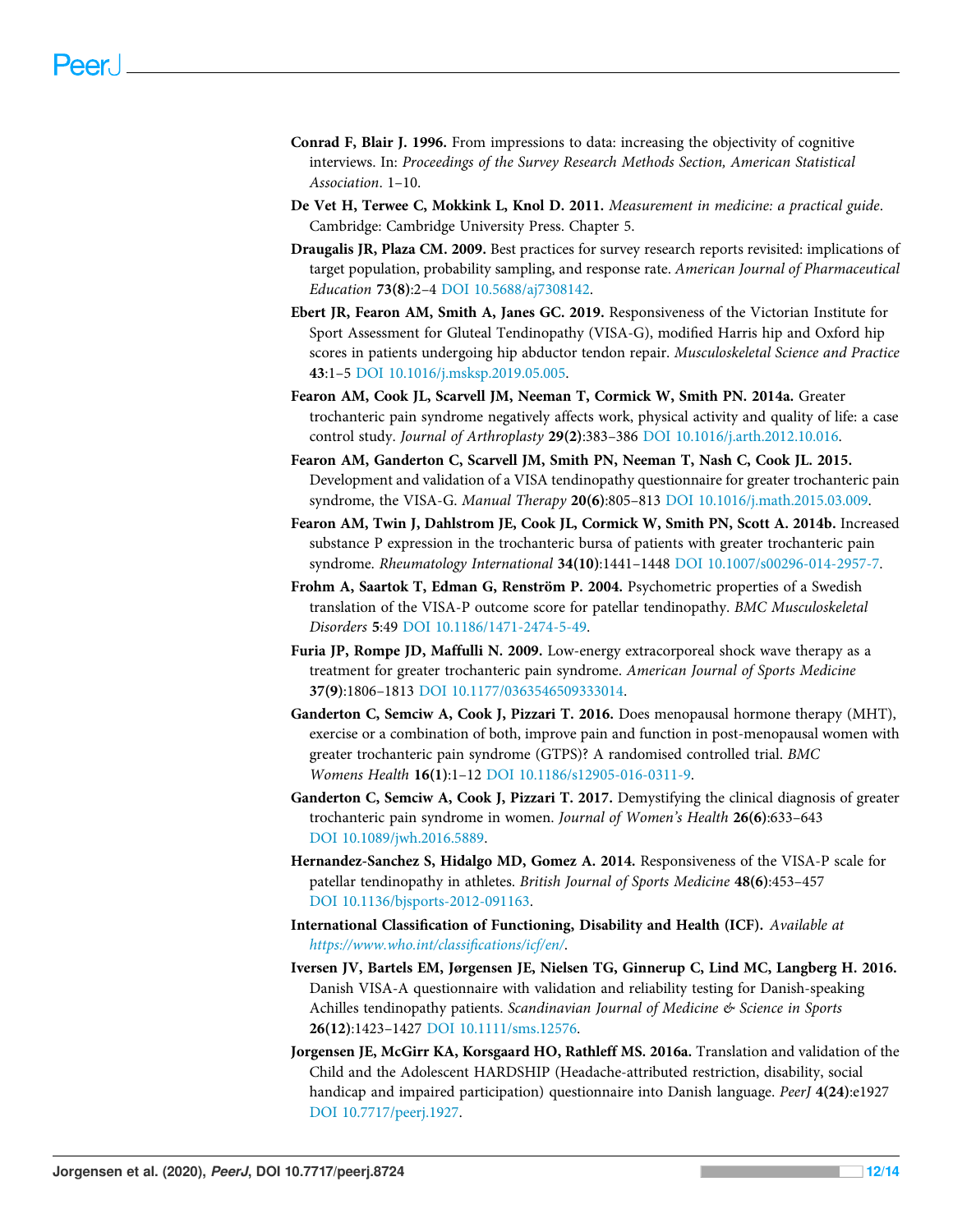**Conrad F, Blair J. 1996.** From impressions to data: increasing the objectivity of cognitive interviews. In: *Proceedings of the Survey Research Methods Section, American Statistical Association*. 1–10.

**De Vet H, Terwee C, Mokkink L, Knol D. 2011.** *Measurement in medicine: a practical guide*. Cambridge: Cambridge University Press. Chapter 5.

**Draugalis JR, Plaza CM. 2009.** Best practices for survey research reports revisited: implications of target population, probability sampling, and response rate. *American Journal of Pharmaceutical Education* **73(8)**:2–4 DOI 10.5688/aj7308142.

**Ebert JR, Fearon AM, Smith A, Janes GC. 2019.** Responsiveness of the Victorian Institute for Sport Assessment for Gluteal Tendinopathy (VISA-G), modified Harris hip and Oxford hip scores in patients undergoing hip abductor tendon repair. *Musculoskeletal Science and Practice* **43**:1–5 DOI 10.1016/j.msksp.2019.05.005.

**Fearon AM, Cook JL, Scarvell JM, Neeman T, Cormick W, Smith PN. 2014a.** Greater trochanteric pain syndrome negatively affects work, physical activity and quality of life: a case control study. *Journal of Arthroplasty* **29(2)**:383–386 DOI 10.1016/j.arth.2012.10.016.

**Fearon AM, Ganderton C, Scarvell JM, Smith PN, Neeman T, Nash C, Cook JL. 2015.** Development and validation of a VISA tendinopathy questionnaire for greater trochanteric pain syndrome, the VISA-G. *Manual Therapy* **20(6)**:805–813 DOI 10.1016/j.math.2015.03.009.

**Fearon AM, Twin J, Dahlstrom JE, Cook JL, Cormick W, Smith PN, Scott A. 2014b.** Increased substance P expression in the trochanteric bursa of patients with greater trochanteric pain syndrome. *Rheumatology International* **34(10)**:1441–1448 DOI 10.1007/s00296-014-2957-7.

**Frohm A, Saartok T, Edman G, Renström P. 2004.** Psychometric properties of a Swedish translation of the VISA-P outcome score for patellar tendinopathy. *BMC Musculoskeletal Disorders* **5**:49 DOI 10.1186/1471-2474-5-49.

**Furia JP, Rompe JD, Maffulli N. 2009.** Low-energy extracorporeal shock wave therapy as a treatment for greater trochanteric pain syndrome. *American Journal of Sports Medicine* **37(9)**:1806–1813 DOI 10.1177/0363546509333014.

**Ganderton C, Semciw A, Cook J, Pizzari T. 2016.** Does menopausal hormone therapy (MHT), exercise or a combination of both, improve pain and function in post-menopausal women with greater trochanteric pain syndrome (GTPS)? A randomised controlled trial. *BMC Womens Health* **16(1)**:1–12 DOI 10.1186/s12905-016-0311-9.

**Ganderton C, Semciw A, Cook J, Pizzari T. 2017.** Demystifying the clinical diagnosis of greater trochanteric pain syndrome in women. *Journal of Women's Health* **26(6)**:633–643 DOI 10.1089/jwh.2016.5889.

**Hernandez-Sanchez S, Hidalgo MD, Gomez A. 2014.** Responsiveness of the VISA-P scale for patellar tendinopathy in athletes. *British Journal of Sports Medicine* **48(6)**:453–457 DOI 10.1136/bjsports-2012-091163.

**International Classification of Functioning, Disability and Health (ICF).** *Available at https://www.who.int/classifications/icf/en/*.

**Iversen JV, Bartels EM, Jørgensen JE, Nielsen TG, Ginnerup C, Lind MC, Langberg H. 2016.** Danish VISA-A questionnaire with validation and reliability testing for Danish-speaking Achilles tendinopathy patients. *Scandinavian Journal of Medicine & Science in Sports* **26(12)**:1423–1427 DOI 10.1111/sms.12576.

**Jorgensen JE, McGirr KA, Korsgaard HO, Rathleff MS. 2016a.** Translation and validation of the Child and the Adolescent HARDSHIP (Headache-attributed restriction, disability, social handicap and impaired participation) questionnaire into Danish language. *PeerJ* **4(24)**:e1927 DOI 10.7717/peerj.1927.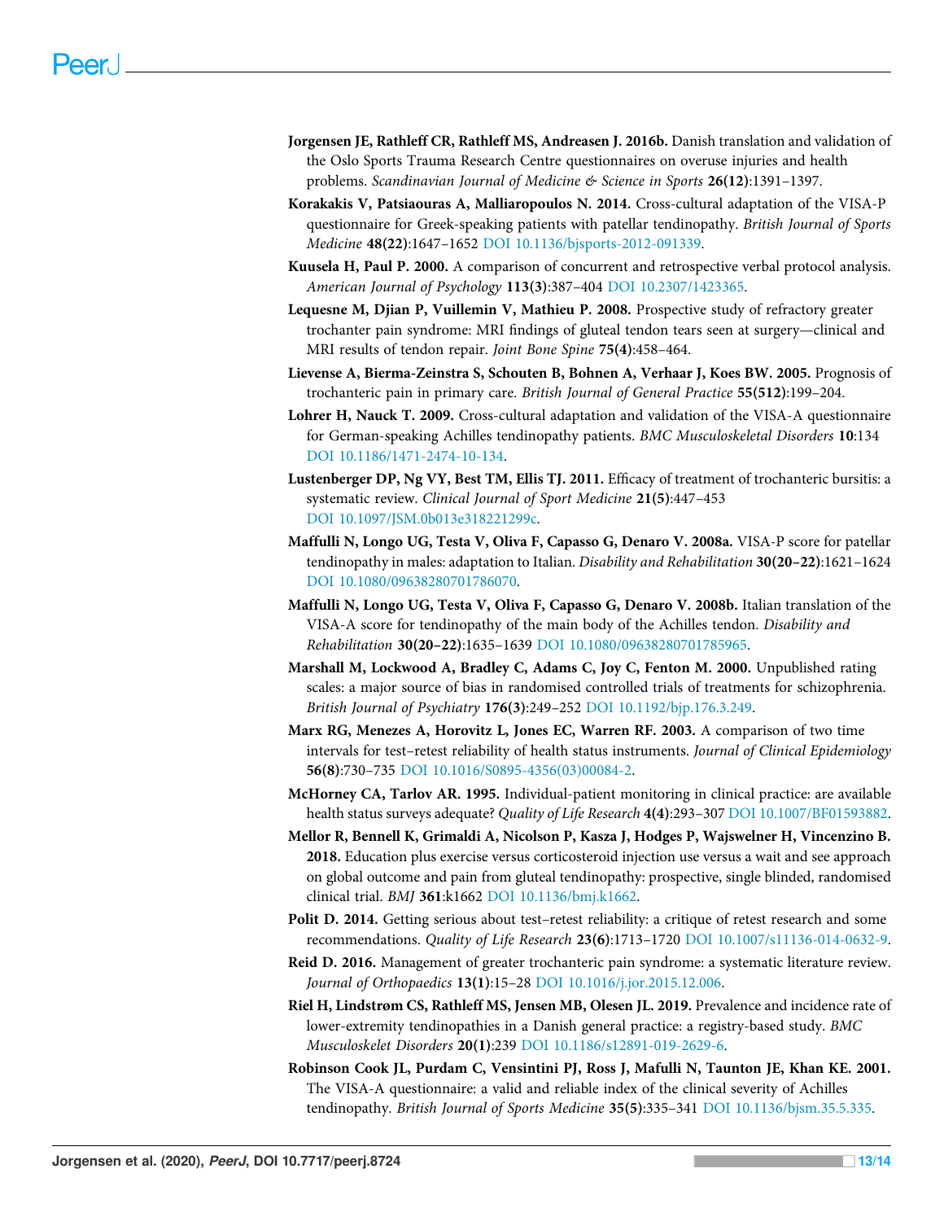**Jorgensen JE, Rathleff CR, Rathleff MS, Andreasen J. 2016b.** Danish translation and validation of the Oslo Sports Trauma Research Centre questionnaires on overuse injuries and health problems. *Scandinavian Journal of Medicine & Science in Sports* **26(12)**:1391–1397.

**Korakakis V, Patsiaouras A, Malliaropoulos N. 2014.** Cross-cultural adaptation of the VISA-P questionnaire for Greek-speaking patients with patellar tendinopathy. *British Journal of Sports Medicine* **48(22)**:1647–1652 DOI 10.1136/bjsports-2012-091339.

**Kuusela H, Paul P. 2000.** A comparison of concurrent and retrospective verbal protocol analysis. *American Journal of Psychology* **113(3)**:387–404 DOI 10.2307/1423365.

**Lequesne M, Djian P, Vuillemin V, Mathieu P. 2008.** Prospective study of refractory greater trochanter pain syndrome: MRI findings of gluteal tendon tears seen at surgery—clinical and MRI results of tendon repair. *Joint Bone Spine* **75(4)**:458–464.

**Lievense A, Bierma-Zeinstra S, Schouten B, Bohnen A, Verhaar J, Koes BW. 2005.** Prognosis of trochanteric pain in primary care. *British Journal of General Practice* **55(512)**:199–204.

**Lohrer H, Nauck T. 2009.** Cross-cultural adaptation and validation of the VISA-A questionnaire for German-speaking Achilles tendinopathy patients. *BMC Musculoskeletal Disorders* **10**:134 DOI 10.1186/1471-2474-10-134.

**Lustenberger DP, Ng VY, Best TM, Ellis TJ. 2011.** Efficacy of treatment of trochanteric bursitis: a systematic review. *Clinical Journal of Sport Medicine* **21(5)**:447–453 DOI 10.1097/JSM.0b013e318221299c.

**Maffulli N, Longo UG, Testa V, Oliva F, Capasso G, Denaro V. 2008a.** VISA-P score for patellar tendinopathy in males: adaptation to Italian. *Disability and Rehabilitation* **30(20–22)**:1621–1624 DOI 10.1080/09638280701786070.

**Maffulli N, Longo UG, Testa V, Oliva F, Capasso G, Denaro V. 2008b.** Italian translation of the VISA-A score for tendinopathy of the main body of the Achilles tendon. *Disability and Rehabilitation* **30(20–22)**:1635–1639 DOI 10.1080/09638280701785965.

**Marshall M, Lockwood A, Bradley C, Adams C, Joy C, Fenton M. 2000.** Unpublished rating scales: a major source of bias in randomised controlled trials of treatments for schizophrenia. *British Journal of Psychiatry* **176(3)**:249–252 DOI 10.1192/bjp.176.3.249.

**Marx RG, Menezes A, Horovitz L, Jones EC, Warren RF. 2003.** A comparison of two time intervals for test–retest reliability of health status instruments. *Journal of Clinical Epidemiology* **56(8)**:730–735 DOI 10.1016/S0895-4356(03)00084-2.

**McHorney CA, Tarlov AR. 1995.** Individual-patient monitoring in clinical practice: are available health status surveys adequate? *Quality of Life Research* **4(4)**:293–307 DOI 10.1007/BF01593882.

**Mellor R, Bennell K, Grimaldi A, Nicolson P, Kasza J, Hodges P, Wajswelner H, Vincenzino B. 2018.** Education plus exercise versus corticosteroid injection use versus a wait and see approach on global outcome and pain from gluteal tendinopathy: prospective, single blinded, randomised clinical trial. *BMJ* **361**:k1662 DOI 10.1136/bmj.k1662.

**Polit D. 2014.** Getting serious about test–retest reliability: a critique of retest research and some recommendations. *Quality of Life Research* **23(6)**:1713–1720 DOI 10.1007/s11136-014-0632-9.

**Reid D. 2016.** Management of greater trochanteric pain syndrome: a systematic literature review. *Journal of Orthopaedics* **13(1)**:15–28 DOI 10.1016/j.jor.2015.12.006.

**Riel H, Lindstrøm CS, Rathleff MS, Jensen MB, Olesen JL. 2019.** Prevalence and incidence rate of lower-extremity tendinopathies in a Danish general practice: a registry-based study. *BMC Musculoskelet Disorders* **20(1)**:239 DOI 10.1186/s12891-019-2629-6.

**Robinson Cook JL, Purdam C, Vensintini PJ, Ross J, Mafulli N, Taunton JE, Khan KE. 2001.** The VISA-A questionnaire: a valid and reliable index of the clinical severity of Achilles tendinopathy. *British Journal of Sports Medicine* **35(5)**:335–341 DOI 10.1136/bjsm.35.5.335.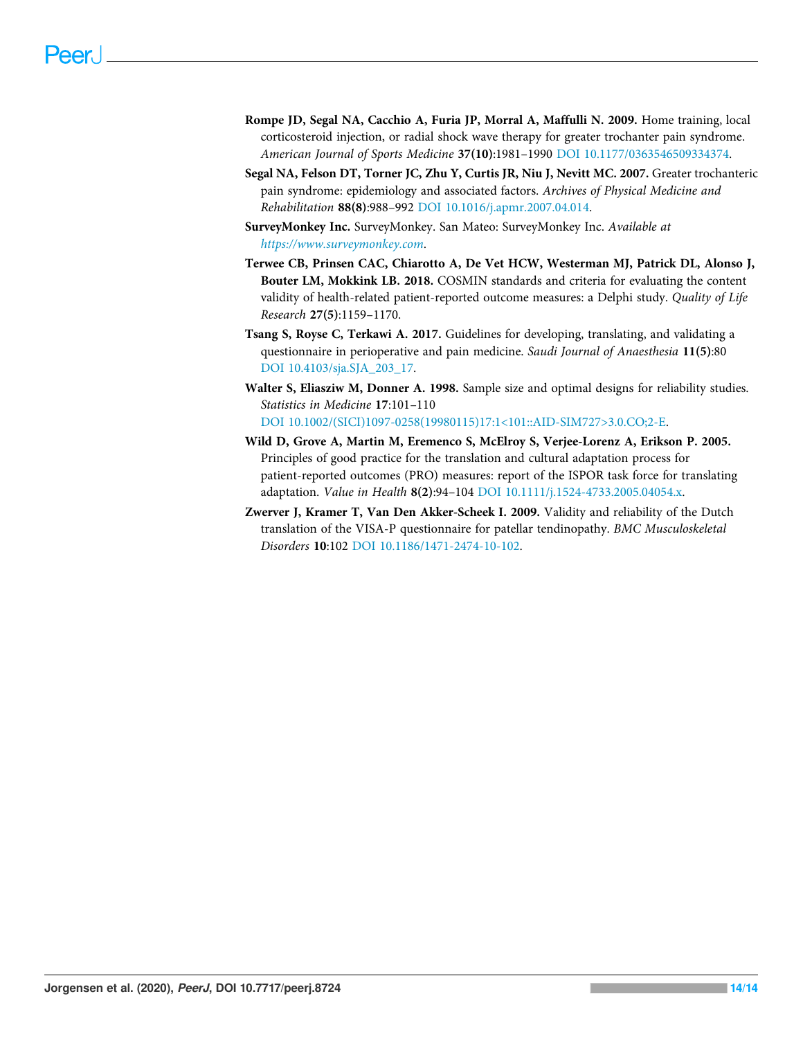**Rompe JD, Segal NA, Cacchio A, Furia JP, Morral A, Maffulli N. 2009.** Home training, local corticosteroid injection, or radial shock wave therapy for greater trochanter pain syndrome. *American Journal of Sports Medicine* **37(10)**:1981–1990 DOI 10.1177/0363546509334374.

**Segal NA, Felson DT, Torner JC, Zhu Y, Curtis JR, Niu J, Nevitt MC. 2007.** Greater trochanteric pain syndrome: epidemiology and associated factors. *Archives of Physical Medicine and Rehabilitation* **88(8)**:988–992 DOI 10.1016/j.apmr.2007.04.014.

**SurveyMonkey Inc.** SurveyMonkey. San Mateo: SurveyMonkey Inc. *Available at https://www.surveymonkey.com*.

**Terwee CB, Prinsen CAC, Chiarotto A, De Vet HCW, Westerman MJ, Patrick DL, Alonso J, Bouter LM, Mokkink LB. 2018.** COSMIN standards and criteria for evaluating the content validity of health-related patient-reported outcome measures: a Delphi study. *Quality of Life Research* **27(5)**:1159–1170.

**Tsang S, Royse C, Terkawi A. 2017.** Guidelines for developing, translating, and validating a questionnaire in perioperative and pain medicine. *Saudi Journal of Anaesthesia* **11(5)**:80 DOI 10.4103/sja.SJA_203_17.

**Walter S, Eliasziw M, Donner A. 1998.** Sample size and optimal designs for reliability studies. *Statistics in Medicine* **17**:101–110 DOI 10.1002/(SICI)1097-0258(19980115)17:1<101::AID-SIM727>3.0.CO;2-E.

**Wild D, Grove A, Martin M, Eremenco S, McElroy S, Verjee-Lorenz A, Erikson P. 2005.** Principles of good practice for the translation and cultural adaptation process for patient-reported outcomes (PRO) measures: report of the ISPOR task force for translating adaptation. *Value in Health* **8(2)**:94–104 DOI 10.1111/j.1524-4733.2005.04054.x.

**Zwerver J, Kramer T, Van Den Akker-Scheek I. 2009.** Validity and reliability of the Dutch translation of the VISA-P questionnaire for patellar tendinopathy. *BMC Musculoskeletal Disorders* **10**:102 DOI 10.1186/1471-2474-10-102.